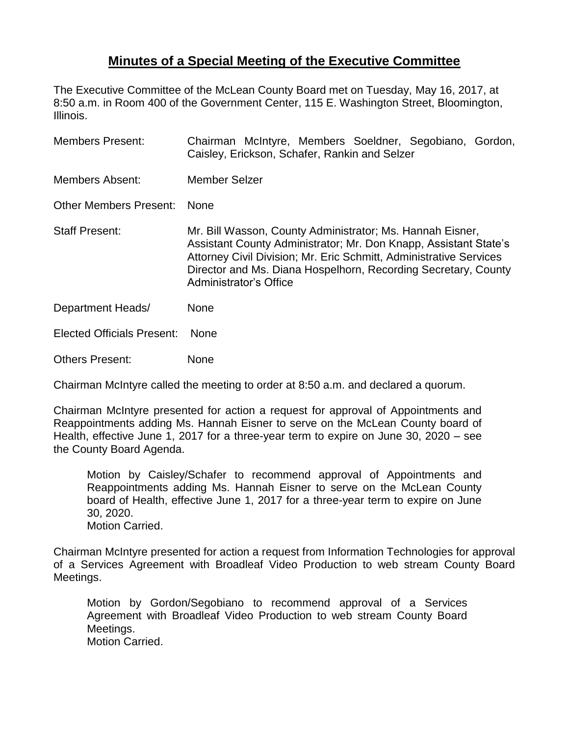## Minutes of a Special Meeting of the Executive Committee

The Executive Committee of the McLean County Board met on Tuesday, May 16, 2017, at 8:50 a.m. in Room 400 of the Government Center, 115 E. Washington Street, Bloomington, Illinois.

Members Present: Chairman McIntyre, Members Soeldner, Segobiano, Gordon, Caisley, Erickson, Schafer, Rankin and Selzer

Members Absent: Member Selzer

Other Members Present: None

Staff Present: Mr. Bill Wasson, County Administrator; Ms. Hannah Eisner, Assistant County Administrator; Mr. Don Knapp, Assistant State's Attorney Civil Division; Mr. Eric Schmitt, Administrative Services Director and Ms. Diana Hospelhorn, Recording Secretary, County Administrator's Office

Department Heads/ None

Elected Officials Present: None

Others Present: None

Chairman McIntyre called the meeting to order at 8:50 a.m. and declared a quorum.

Chairman McIntyre presented for action a request for approval of Appointments and Reappointments adding Ms. Hannah Eisner to serve on the McLean County board of Health, effective June 1, 2017 for a three-year term to expire on June 30, 2020 – see the County Board Agenda.

> Motion by Caisley/Schafer to recommend approval of Appointments and Reappointments adding Ms. Hannah Eisner to serve on the McLean County board of Health, effective June 1, 2017 for a three-year term to expire on June 30, 2020.
> Motion Carried.

Chairman McIntyre presented for action a request from Information Technologies for approval of a Services Agreement with Broadleaf Video Production to web stream County Board Meetings.

> Motion by Gordon/Segobiano to recommend approval of a Services Agreement with Broadleaf Video Production to web stream County Board Meetings.
> Motion Carried.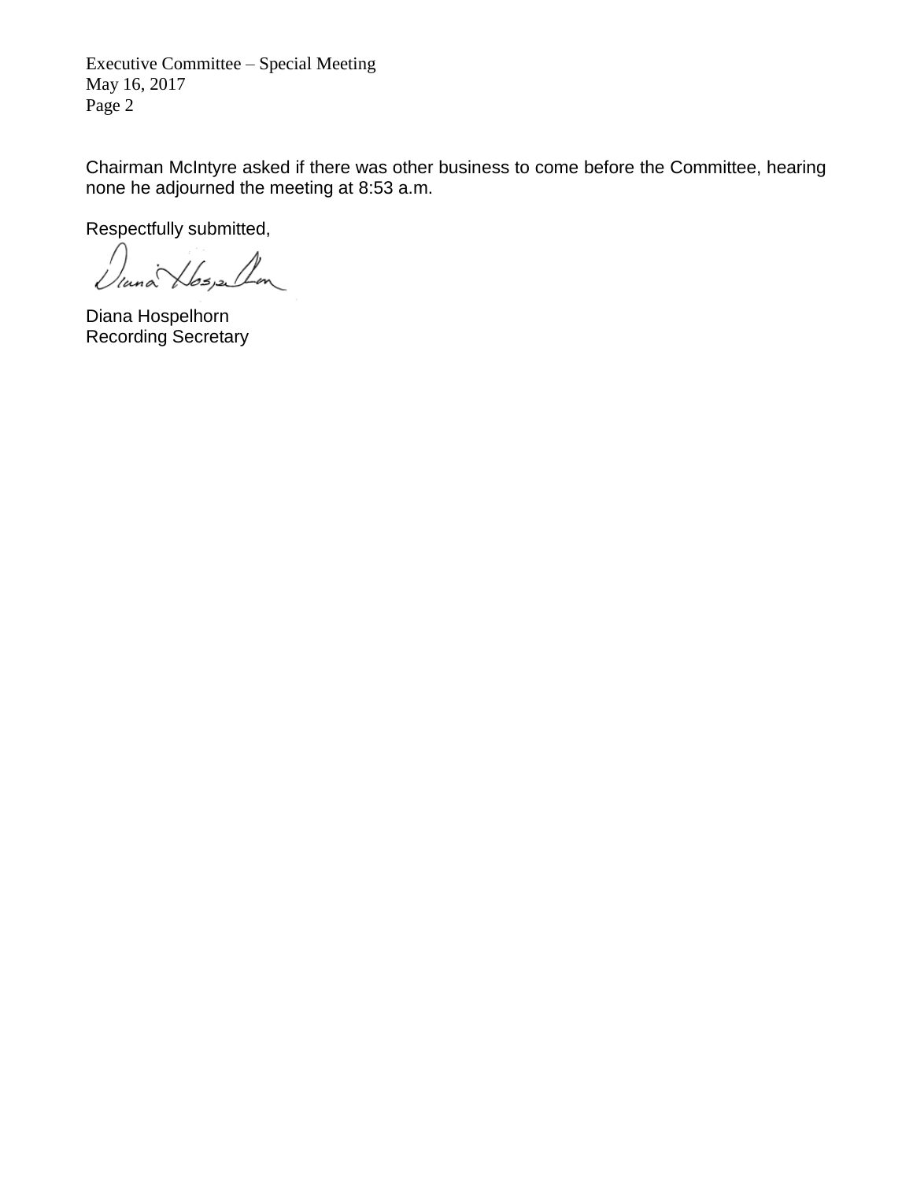Chairman McIntyre asked if there was other business to come before the Committee, hearing none he adjourned the meeting at 8:53 a.m.

Respectfully submitted,

Diana Hospelhorn
Recording Secretary